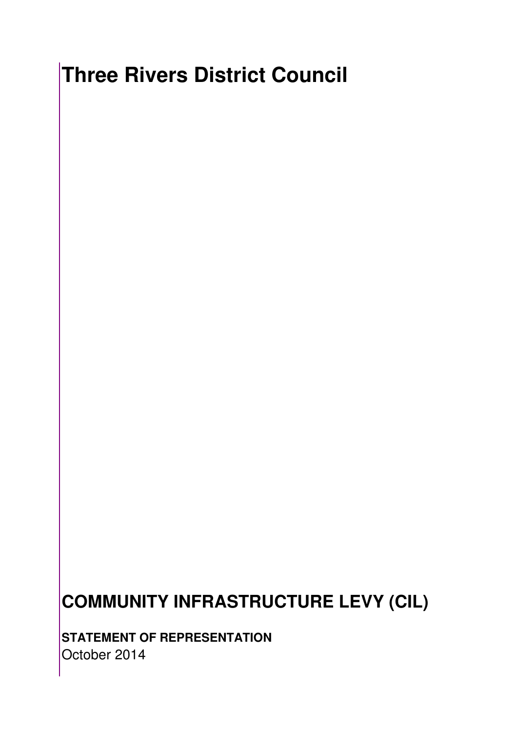# Three Rivers District Council

# COMMUNITY INFRASTRUCTURE LEVY (CIL)

**STATEMENT OF REPRESENTATION**

October 2014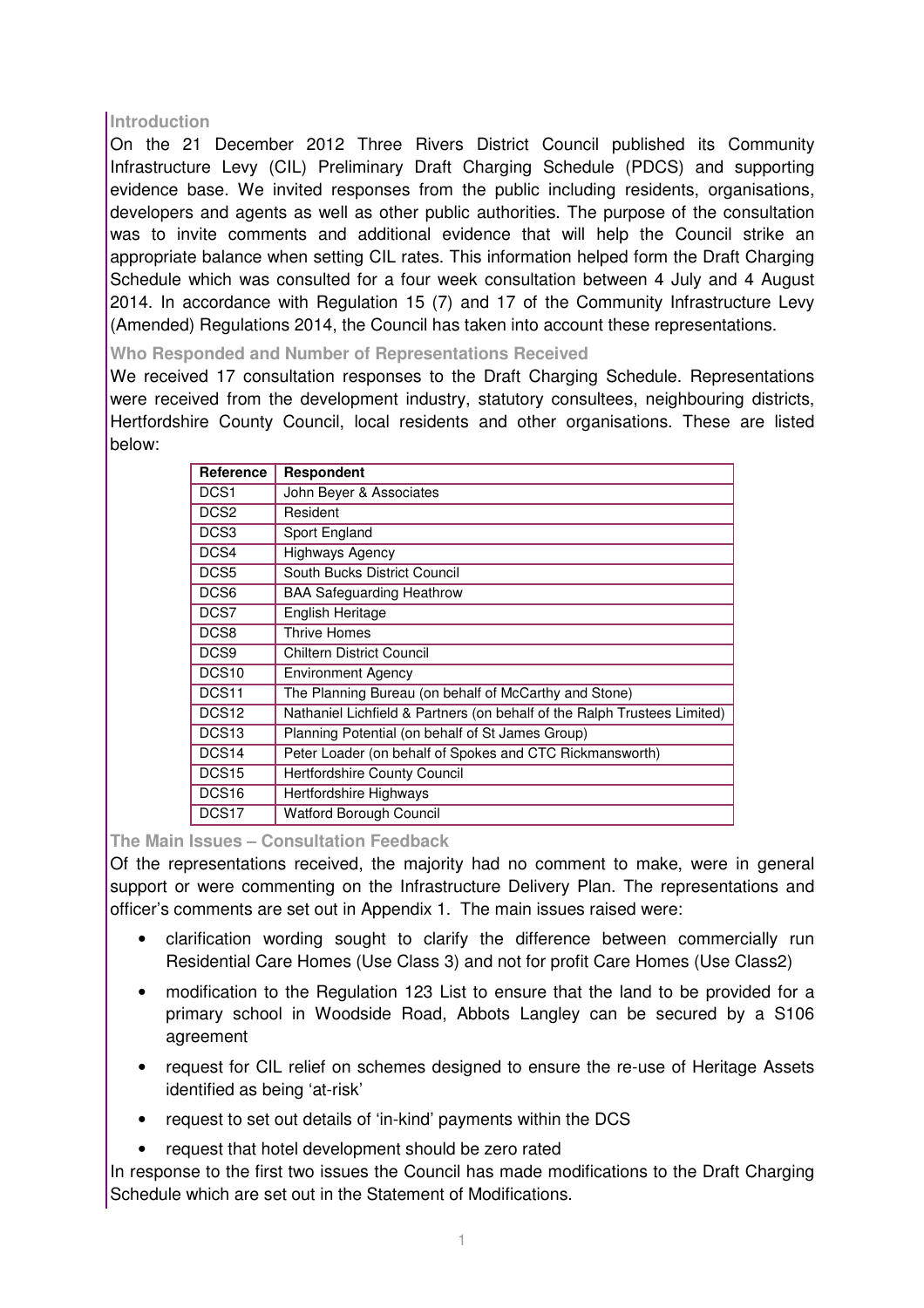## Introduction

On the 21 December 2012 Three Rivers District Council published its Community Infrastructure Levy (CIL) Preliminary Draft Charging Schedule (PDCS) and supporting evidence base. We invited responses from the public including residents, organisations, developers and agents as well as other public authorities. The purpose of the consultation was to invite comments and additional evidence that will help the Council strike an appropriate balance when setting CIL rates. This information helped form the Draft Charging Schedule which was consulted for a four week consultation between 4 July and 4 August 2014. In accordance with Regulation 15 (7) and 17 of the Community Infrastructure Levy (Amended) Regulations 2014, the Council has taken into account these representations.

## Who Responded and Number of Representations Received

We received 17 consultation responses to the Draft Charging Schedule. Representations were received from the development industry, statutory consultees, neighbouring districts, Hertfordshire County Council, local residents and other organisations. These are listed below:

| Reference | Respondent |
|---|---|
| DCS1 | John Beyer & Associates |
| DCS2 | Resident |
| DCS3 | Sport England |
| DCS4 | Highways Agency |
| DCS5 | South Bucks District Council |
| DCS6 | BAA Safeguarding Heathrow |
| DCS7 | English Heritage |
| DCS8 | Thrive Homes |
| DCS9 | Chiltern District Council |
| DCS10 | Environment Agency |
| DCS11 | The Planning Bureau (on behalf of McCarthy and Stone) |
| DCS12 | Nathaniel Lichfield & Partners (on behalf of the Ralph Trustees Limited) |
| DCS13 | Planning Potential (on behalf of St James Group) |
| DCS14 | Peter Loader (on behalf of Spokes and CTC Rickmansworth) |
| DCS15 | Hertfordshire County Council |
| DCS16 | Hertfordshire Highways |
| DCS17 | Watford Borough Council |

## The Main Issues – Consultation Feedback

Of the representations received, the majority had no comment to make, were in general support or were commenting on the Infrastructure Delivery Plan. The representations and officer's comments are set out in Appendix 1. The main issues raised were:

- clarification wording sought to clarify the difference between commercially run Residential Care Homes (Use Class 3) and not for profit Care Homes (Use Class2)
- modification to the Regulation 123 List to ensure that the land to be provided for a primary school in Woodside Road, Abbots Langley can be secured by a S106 agreement
- request for CIL relief on schemes designed to ensure the re-use of Heritage Assets identified as being 'at-risk'
- request to set out details of 'in-kind' payments within the DCS
- request that hotel development should be zero rated

In response to the first two issues the Council has made modifications to the Draft Charging Schedule which are set out in the Statement of Modifications.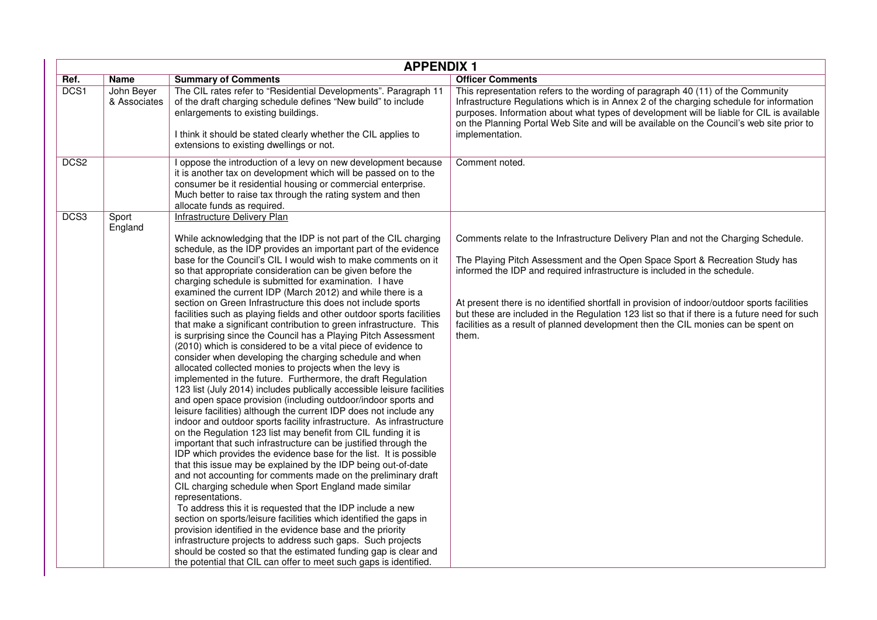## APPENDIX 1

| Ref. | Name | Summary of Comments | Officer Comments |
|---|---|---|---|
| DCS1 | John Beyer & Associates | The CIL rates refer to "Residential Developments". Paragraph 11 of the draft charging schedule defines "New build" to include enlargements to existing buildings.<br><br>I think it should be stated clearly whether the CIL applies to extensions to existing dwellings or not. | This representation refers to the wording of paragraph 40 (11) of the Community Infrastructure Regulations which is in Annex 2 of the charging schedule for information purposes. Information about what types of development will be liable for CIL is available on the Planning Portal Web Site and will be available on the Council's web site prior to implementation. |
| DCS2 | | I oppose the introduction of a levy on new development because it is another tax on development which will be passed on to the consumer be it residential housing or commercial enterprise. Much better to raise tax through the rating system and then allocate funds as required. | Comment noted. |
| DCS3 | Sport England | Infrastructure Delivery Plan<br><br>While acknowledging that the IDP is not part of the CIL charging schedule, as the IDP provides an important part of the evidence base for the Council's CIL I would wish to make comments on it so that appropriate consideration can be given before the charging schedule is submitted for examination. I have examined the current IDP (March 2012) and while there is a section on Green Infrastructure this does not include sports facilities such as playing fields and other outdoor sports facilities that make a significant contribution to green infrastructure. This is surprising since the Council has a Playing Pitch Assessment (2010) which is considered to be a vital piece of evidence to consider when developing the charging schedule and when allocated collected monies to projects when the levy is implemented in the future. Furthermore, the draft Regulation 123 list (July 2014) includes publically accessible leisure facilities and open space provision (including outdoor/indoor sports and leisure facilities) although the current IDP does not include any indoor and outdoor sports facility infrastructure. As infrastructure on the Regulation 123 list may benefit from CIL funding it is important that such infrastructure can be justified through the IDP which provides the evidence base for the list. It is possible that this issue may be explained by the IDP being out-of-date and not accounting for comments made on the preliminary draft CIL charging schedule when Sport England made similar representations.<br>To address this it is requested that the IDP include a new section on sports/leisure facilities which identified the gaps in provision identified in the evidence base and the priority infrastructure projects to address such gaps. Such projects should be costed so that the estimated funding gap is clear and the potential that CIL can offer to meet such gaps is identified. | Comments relate to the Infrastructure Delivery Plan and not the Charging Schedule.<br><br>The Playing Pitch Assessment and the Open Space Sport & Recreation Study has informed the IDP and required infrastructure is included in the schedule.<br><br>At present there is no identified shortfall in provision of indoor/outdoor sports facilities but these are included in the Regulation 123 list so that if there is a future need for such facilities as a result of planned development then the CIL monies can be spent on them. |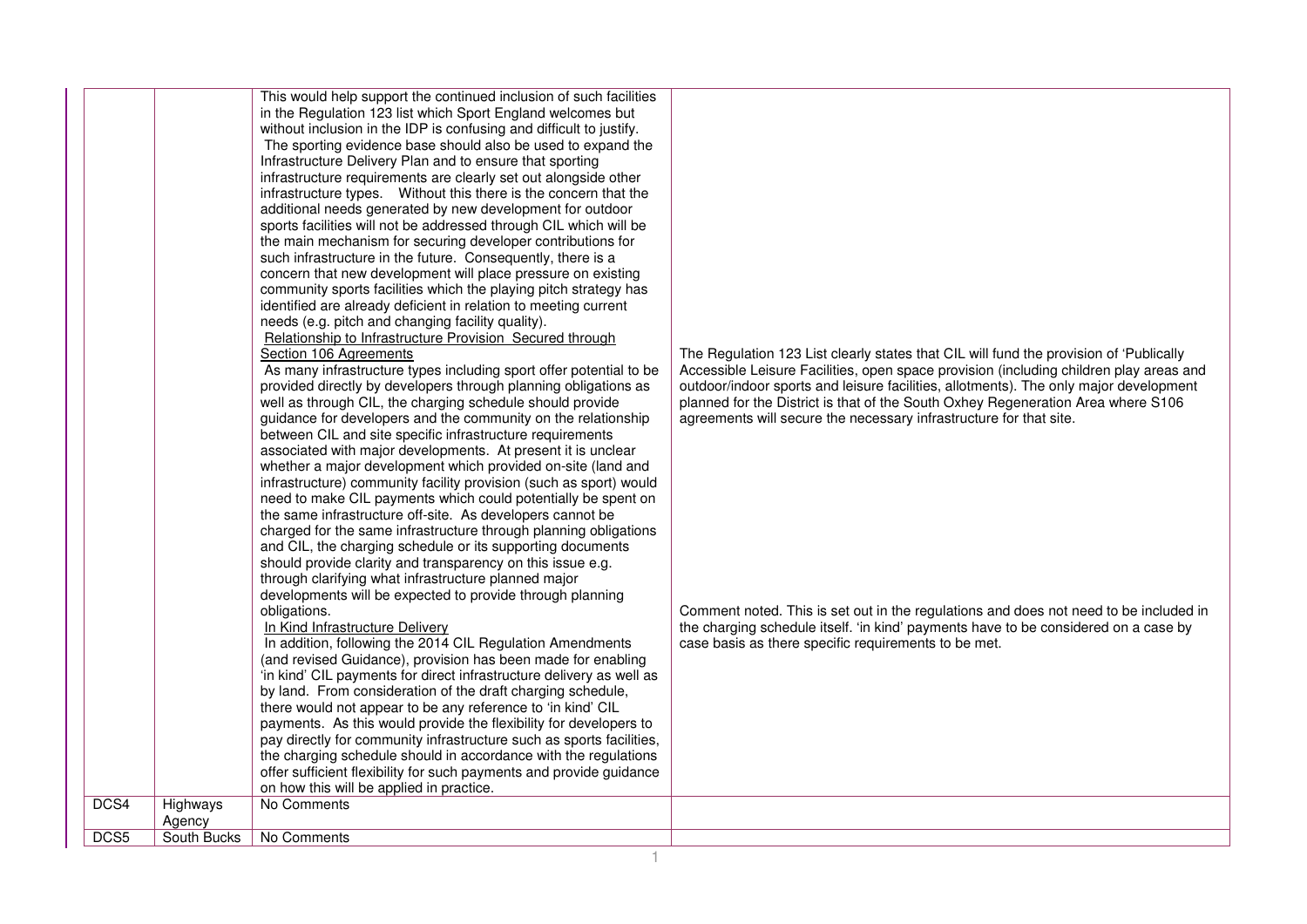| | | | |
|---|---|---|---|
| | | This would help support the continued inclusion of such facilities in the Regulation 123 list which Sport England welcomes but without inclusion in the IDP is confusing and difficult to justify.<br>The sporting evidence base should also be used to expand the Infrastructure Delivery Plan and to ensure that sporting infrastructure requirements are clearly set out alongside other infrastructure types. Without this there is the concern that the additional needs generated by new development for outdoor sports facilities will not be addressed through CIL which will be the main mechanism for securing developer contributions for such infrastructure in the future. Consequently, there is a concern that new development will place pressure on existing community sports facilities which the playing pitch strategy has identified are already deficient in relation to meeting current needs (e.g. pitch and changing facility quality).<br><u>Relationship to Infrastructure Provision Secured through Section 106 Agreements</u><br>As many infrastructure types including sport offer potential to be provided directly by developers through planning obligations as well as through CIL, the charging schedule should provide guidance for developers and the community on the relationship between CIL and site specific infrastructure requirements associated with major developments. At present it is unclear whether a major development which provided on-site (land and infrastructure) community facility provision (such as sport) would need to make CIL payments which could potentially be spent on the same infrastructure off-site. As developers cannot be charged for the same infrastructure through planning obligations and CIL, the charging schedule or its supporting documents should provide clarity and transparency on this issue e.g. through clarifying what infrastructure planned major developments will be expected to provide through planning obligations.<br><u>In Kind Infrastructure Delivery</u><br>In addition, following the 2014 CIL Regulation Amendments (and revised Guidance), provision has been made for enabling 'in kind' CIL payments for direct infrastructure delivery as well as by land. From consideration of the draft charging schedule, there would not appear to be any reference to 'in kind' CIL payments. As this would provide the flexibility for developers to pay directly for community infrastructure such as sports facilities, the charging schedule should in accordance with the regulations offer sufficient flexibility for such payments and provide guidance on how this will be applied in practice. | The Regulation 123 List clearly states that CIL will fund the provision of 'Publically Accessible Leisure Facilities, open space provision (including children play areas and outdoor/indoor sports and leisure facilities, allotments). The only major development planned for the District is that of the South Oxhey Regeneration Area where S106 agreements will secure the necessary infrastructure for that site.<br><br>Comment noted. This is set out in the regulations and does not need to be included in the charging schedule itself. 'in kind' payments have to be considered on a case by case basis as there specific requirements to be met. |
| DCS4 | Highways Agency | No Comments | |
| DCS5 | South Bucks | No Comments | |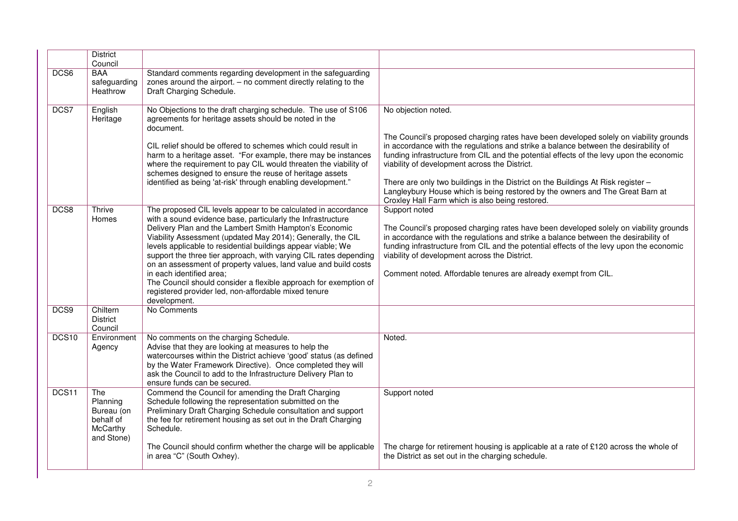| | District Council | | |
|---|---|---|---|
| DCS6 | BAA safeguarding Heathrow | Standard comments regarding development in the safeguarding zones around the airport. – no comment directly relating to the Draft Charging Schedule. | |
| DCS7 | English Heritage | No Objections to the draft charging schedule. The use of S106 agreements for heritage assets should be noted in the document.<br><br>CIL relief should be offered to schemes which could result in harm to a heritage asset. "For example, there may be instances where the requirement to pay CIL would threaten the viability of schemes designed to ensure the reuse of heritage assets identified as being 'at-risk' through enabling development." | No objection noted.<br><br>The Council's proposed charging rates have been developed solely on viability grounds in accordance with the regulations and strike a balance between the desirability of funding infrastructure from CIL and the potential effects of the levy upon the economic viability of development across the District.<br><br>There are only two buildings in the District on the Buildings At Risk register – Langleybury House which is being restored by the owners and The Great Barn at Croxley Hall Farm which is also being restored. |
| DCS8 | Thrive Homes | The proposed CIL levels appear to be calculated in accordance with a sound evidence base, particularly the Infrastructure Delivery Plan and the Lambert Smith Hampton's Economic Viability Assessment (updated May 2014); Generally, the CIL levels applicable to residential buildings appear viable; We support the three tier approach, with varying CIL rates depending on an assessment of property values, land value and build costs in each identified area;<br>The Council should consider a flexible approach for exemption of registered provider led, non-affordable mixed tenure development. | Support noted<br><br>The Council's proposed charging rates have been developed solely on viability grounds in accordance with the regulations and strike a balance between the desirability of funding infrastructure from CIL and the potential effects of the levy upon the economic viability of development across the District.<br><br>Comment noted. Affordable tenures are already exempt from CIL. |
| DCS9 | Chiltern District Council | No Comments | |
| DCS10 | Environment Agency | No comments on the charging Schedule.<br>Advise that they are looking at measures to help the watercourses within the District achieve 'good' status (as defined by the Water Framework Directive). Once completed they will ask the Council to add to the Infrastructure Delivery Plan to ensure funds can be secured. | Noted. |
| DCS11 | The Planning Bureau (on behalf of McCarthy and Stone) | Commend the Council for amending the Draft Charging Schedule following the representation submitted on the Preliminary Draft Charging Schedule consultation and support the fee for retirement housing as set out in the Draft Charging Schedule.<br><br>The Council should confirm whether the charge will be applicable in area "C" (South Oxhey). | Support noted<br><br>The charge for retirement housing is applicable at a rate of £120 across the whole of the District as set out in the charging schedule. |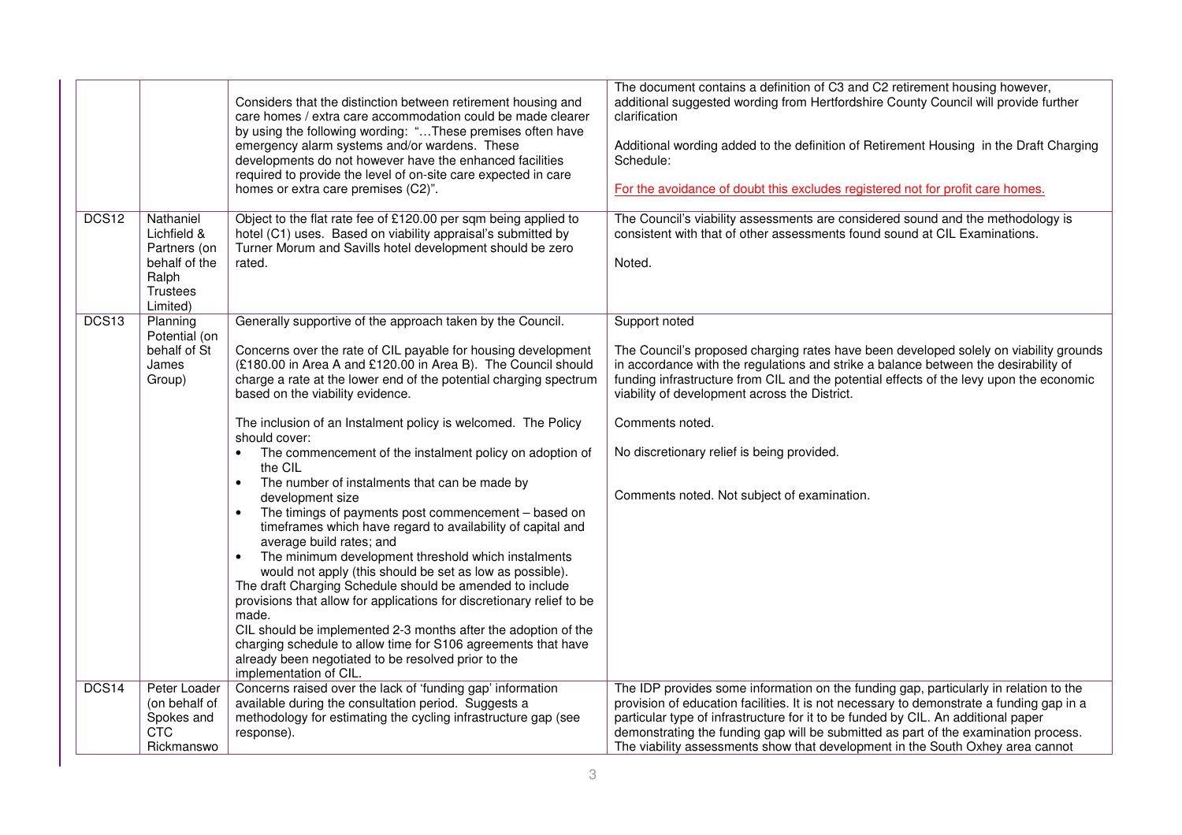| | | | |
|---|---|---|---|
| | | Considers that the distinction between retirement housing and care homes / extra care accommodation could be made clearer by using the following wording: "…These premises often have emergency alarm systems and/or wardens. These developments do not however have the enhanced facilities required to provide the level of on-site care expected in care homes or extra care premises (C2)". | The document contains a definition of C3 and C2 retirement housing however, additional suggested wording from Hertfordshire County Council will provide further clarification<br><br>Additional wording added to the definition of Retirement Housing in the Draft Charging Schedule:<br><br>For the avoidance of doubt this excludes registered not for profit care homes. |
| DCS12 | Nathaniel Lichfield & Partners (on behalf of the Ralph Trustees Limited) | Object to the flat rate fee of £120.00 per sqm being applied to hotel (C1) uses. Based on viability appraisal's submitted by Turner Morum and Savills hotel development should be zero rated. | The Council's viability assessments are considered sound and the methodology is consistent with that of other assessments found sound at CIL Examinations.<br><br>Noted. |
| DCS13 | Planning Potential (on behalf of St James Group) | Generally supportive of the approach taken by the Council.<br><br>Concerns over the rate of CIL payable for housing development (£180.00 in Area A and £120.00 in Area B). The Council should charge a rate at the lower end of the potential charging spectrum based on the viability evidence.<br><br>The inclusion of an Instalment policy is welcomed. The Policy should cover:<br>• The commencement of the instalment policy on adoption of the CIL<br>• The number of instalments that can be made by development size<br>• The timings of payments post commencement – based on timeframes which have regard to availability of capital and average build rates; and<br>• The minimum development threshold which instalments would not apply (this should be set as low as possible).<br>The draft Charging Schedule should be amended to include provisions that allow for applications for discretionary relief to be made.<br>CIL should be implemented 2-3 months after the adoption of the charging schedule to allow time for S106 agreements that have already been negotiated to be resolved prior to the implementation of CIL. | Support noted<br><br>The Council's proposed charging rates have been developed solely on viability grounds in accordance with the regulations and strike a balance between the desirability of funding infrastructure from CIL and the potential effects of the levy upon the economic viability of development across the District.<br><br>Comments noted.<br><br>No discretionary relief is being provided.<br><br>Comments noted. Not subject of examination. |
| DCS14 | Peter Loader (on behalf of Spokes and CTC Rickmanswo | Concerns raised over the lack of 'funding gap' information available during the consultation period. Suggests a methodology for estimating the cycling infrastructure gap (see response). | The IDP provides some information on the funding gap, particularly in relation to the provision of education facilities. It is not necessary to demonstrate a funding gap in a particular type of infrastructure for it to be funded by CIL. An additional paper demonstrating the funding gap will be submitted as part of the examination process. The viability assessments show that development in the South Oxhey area cannot |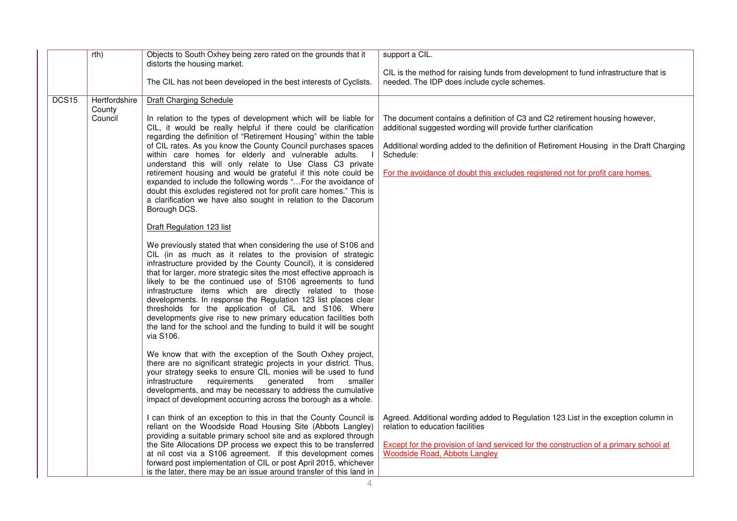|  |  |  |  |
|---|---|---|---|
|  | rth) | Objects to South Oxhey being zero rated on the grounds that it distorts the housing market.<br><br>The CIL has not been developed in the best interests of Cyclists. | support a CIL.<br><br>CIL is the method for raising funds from development to fund infrastructure that is needed. The IDP does include cycle schemes. |
| DCS15 | Hertfordshire County Council | <u>Draft Charging Schedule</u><br><br>In relation to the types of development which will be liable for CIL, it would be really helpful if there could be clarification regarding the definition of "Retirement Housing" within the table of CIL rates. As you know the County Council purchases spaces within care homes for elderly and vulnerable adults. I understand this will only relate to Use Class C3 private retirement housing and would be grateful if this note could be expanded to include the following words "…For the avoidance of doubt this excludes registered not for profit care homes." This is a clarification we have also sought in relation to the Dacorum Borough DCS.<br><br><u>Draft Regulation 123 list</u><br><br>We previously stated that when considering the use of S106 and CIL (in as much as it relates to the provision of strategic infrastructure provided by the County Council), it is considered that for larger, more strategic sites the most effective approach is likely to be the continued use of S106 agreements to fund infrastructure items which are directly related to those developments. In response the Regulation 123 list places clear thresholds for the application of CIL and S106. Where developments give rise to new primary education facilities both the land for the school and the funding to build it will be sought via S106.<br><br>We know that with the exception of the South Oxhey project, there are no significant strategic projects in your district. Thus, your strategy seeks to ensure CIL monies will be used to fund infrastructure requirements generated from smaller developments, and may be necessary to address the cumulative impact of development occurring across the borough as a whole.<br><br>I can think of an exception to this in that the County Council is reliant on the Woodside Road Housing Site (Abbots Langley) providing a suitable primary school site and as explored through the Site Allocations DP process we expect this to be transferred at nil cost via a S106 agreement. If this development comes forward post implementation of CIL or post April 2015, whichever is the later, there may be an issue around transfer of this land in | The document contains a definition of C3 and C2 retirement housing however, additional suggested wording will provide further clarification<br><br>Additional wording added to the definition of Retirement Housing in the Draft Charging Schedule:<br><br><u>For the avoidance of doubt this excludes registered not for profit care homes.</u><br><br><br><br><br><br><br><br><br><br><br><br>Agreed. Additional wording added to Regulation 123 List in the exception column in relation to education facilities<br><br><u>Except for the provision of land serviced for the construction of a primary school at Woodside Road, Abbots Langley</u> |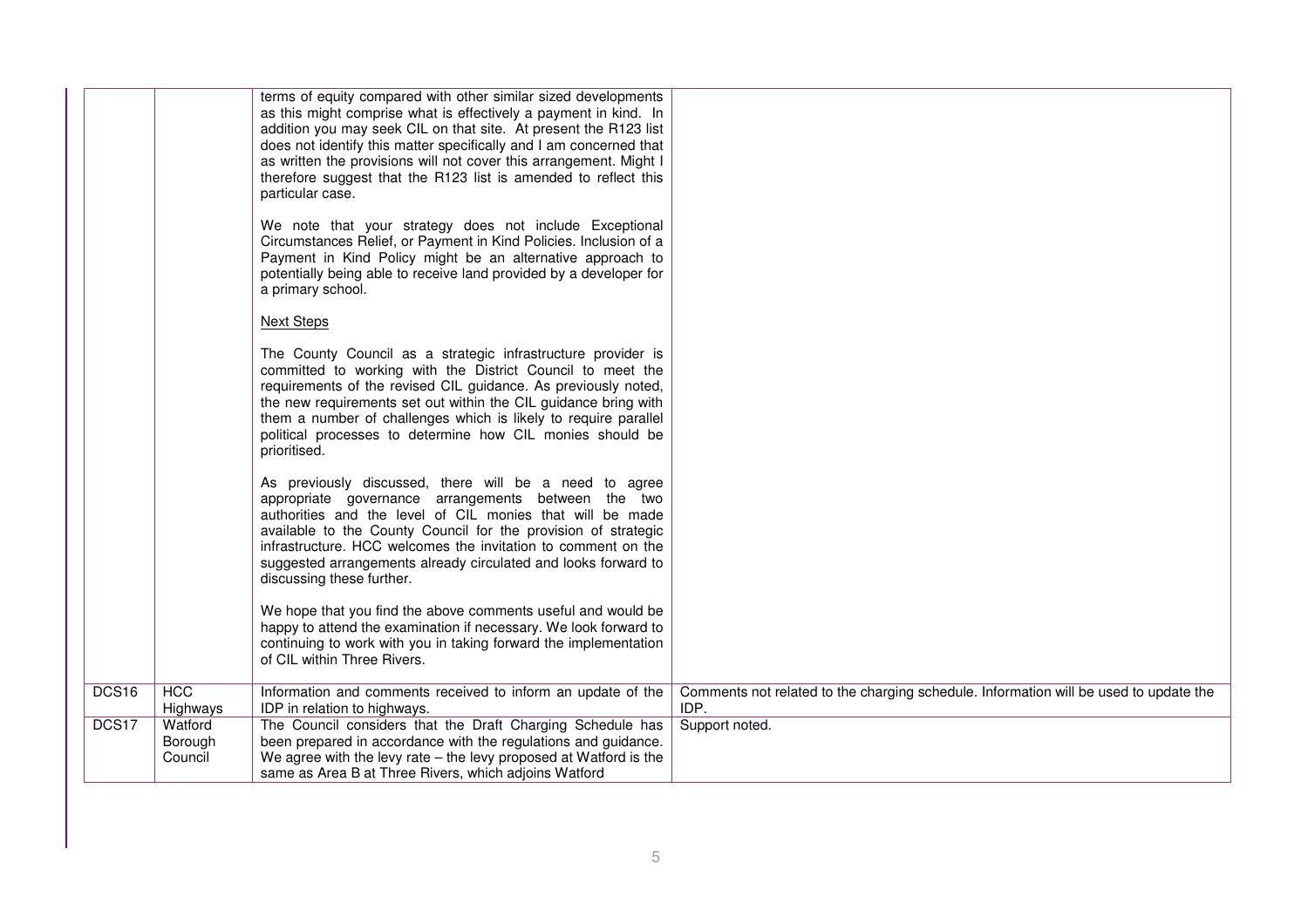| | | | |
|---|---|---|---|
| | | terms of equity compared with other similar sized developments as this might comprise what is effectively a payment in kind. In addition you may seek CIL on that site. At present the R123 list does not identify this matter specifically and I am concerned that as written the provisions will not cover this arrangement. Might I therefore suggest that the R123 list is amended to reflect this particular case.<br><br>We note that your strategy does not include Exceptional Circumstances Relief, or Payment in Kind Policies. Inclusion of a Payment in Kind Policy might be an alternative approach to potentially being able to receive land provided by a developer for a primary school.<br><br><u>Next Steps</u><br><br>The County Council as a strategic infrastructure provider is committed to working with the District Council to meet the requirements of the revised CIL guidance. As previously noted, the new requirements set out within the CIL guidance bring with them a number of challenges which is likely to require parallel political processes to determine how CIL monies should be prioritised.<br><br>As previously discussed, there will be a need to agree appropriate governance arrangements between the two authorities and the level of CIL monies that will be made available to the County Council for the provision of strategic infrastructure. HCC welcomes the invitation to comment on the suggested arrangements already circulated and looks forward to discussing these further.<br><br>We hope that you find the above comments useful and would be happy to attend the examination if necessary. We look forward to continuing to work with you in taking forward the implementation of CIL within Three Rivers. | |
| DCS16 | HCC Highways | Information and comments received to inform an update of the IDP in relation to highways. | Comments not related to the charging schedule. Information will be used to update the IDP. |
| DCS17 | Watford Borough Council | The Council considers that the Draft Charging Schedule has been prepared in accordance with the regulations and guidance. We agree with the levy rate – the levy proposed at Watford is the same as Area B at Three Rivers, which adjoins Watford | Support noted. |